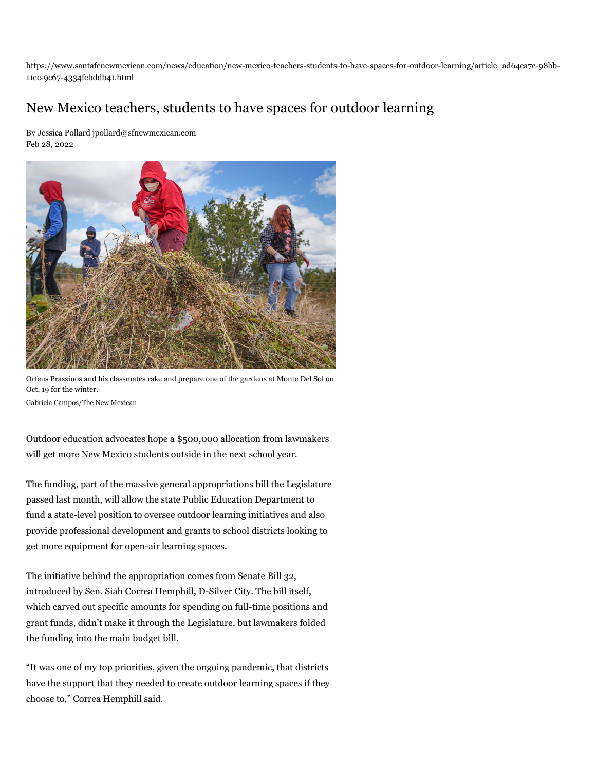https://www.santafenewmexican.com/news/education/new-mexico-teachers-students-to-have-spaces-for-outdoor-learning/article_ad64ca7c-98bb-11ec-9c67-4334febddb41.html

# New Mexico teachers, students to have spaces for outdoor learning

By Jessica Pollard jpollard@sfnewmexican.com
Feb 28, 2022

Orfeus Prassinos and his classmates rake and prepare one of the gardens at Monte Del Sol on Oct. 19 for the winter.
Gabriela Campos/The New Mexican

Outdoor education advocates hope a $500,000 allocation from lawmakers will get more New Mexico students outside in the next school year.

The funding, part of the massive general appropriations bill the Legislature passed last month, will allow the state Public Education Department to fund a state-level position to oversee outdoor learning initiatives and also provide professional development and grants to school districts looking to get more equipment for open-air learning spaces.

The initiative behind the appropriation comes from Senate Bill 32, introduced by Sen. Siah Correa Hemphill, D-Silver City. The bill itself, which carved out specific amounts for spending on full-time positions and grant funds, didn't make it through the Legislature, but lawmakers folded the funding into the main budget bill.

"It was one of my top priorities, given the ongoing pandemic, that districts have the support that they needed to create outdoor learning spaces if they choose to," Correa Hemphill said.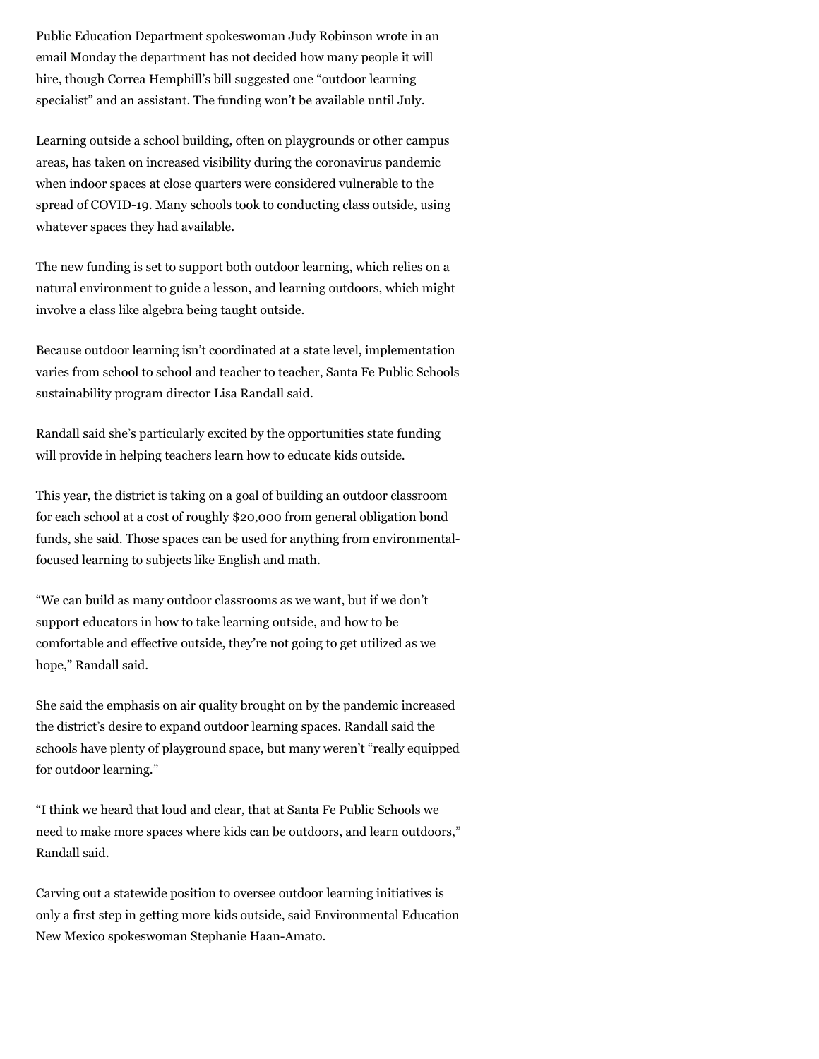Public Education Department spokeswoman Judy Robinson wrote in an email Monday the department has not decided how many people it will hire, though Correa Hemphill's bill suggested one "outdoor learning specialist" and an assistant. The funding won't be available until July.

Learning outside a school building, often on playgrounds or other campus areas, has taken on increased visibility during the coronavirus pandemic when indoor spaces at close quarters were considered vulnerable to the spread of COVID-19. Many schools took to conducting class outside, using whatever spaces they had available.

The new funding is set to support both outdoor learning, which relies on a natural environment to guide a lesson, and learning outdoors, which might involve a class like algebra being taught outside.

Because outdoor learning isn't coordinated at a state level, implementation varies from school to school and teacher to teacher, Santa Fe Public Schools sustainability program director Lisa Randall said.

Randall said she's particularly excited by the opportunities state funding will provide in helping teachers learn how to educate kids outside.

This year, the district is taking on a goal of building an outdoor classroom for each school at a cost of roughly $20,000 from general obligation bond funds, she said. Those spaces can be used for anything from environmental-focused learning to subjects like English and math.

"We can build as many outdoor classrooms as we want, but if we don't support educators in how to take learning outside, and how to be comfortable and effective outside, they're not going to get utilized as we hope," Randall said.

She said the emphasis on air quality brought on by the pandemic increased the district's desire to expand outdoor learning spaces. Randall said the schools have plenty of playground space, but many weren't "really equipped for outdoor learning."

"I think we heard that loud and clear, that at Santa Fe Public Schools we need to make more spaces where kids can be outdoors, and learn outdoors," Randall said.

Carving out a statewide position to oversee outdoor learning initiatives is only a first step in getting more kids outside, said Environmental Education New Mexico spokeswoman Stephanie Haan-Amato.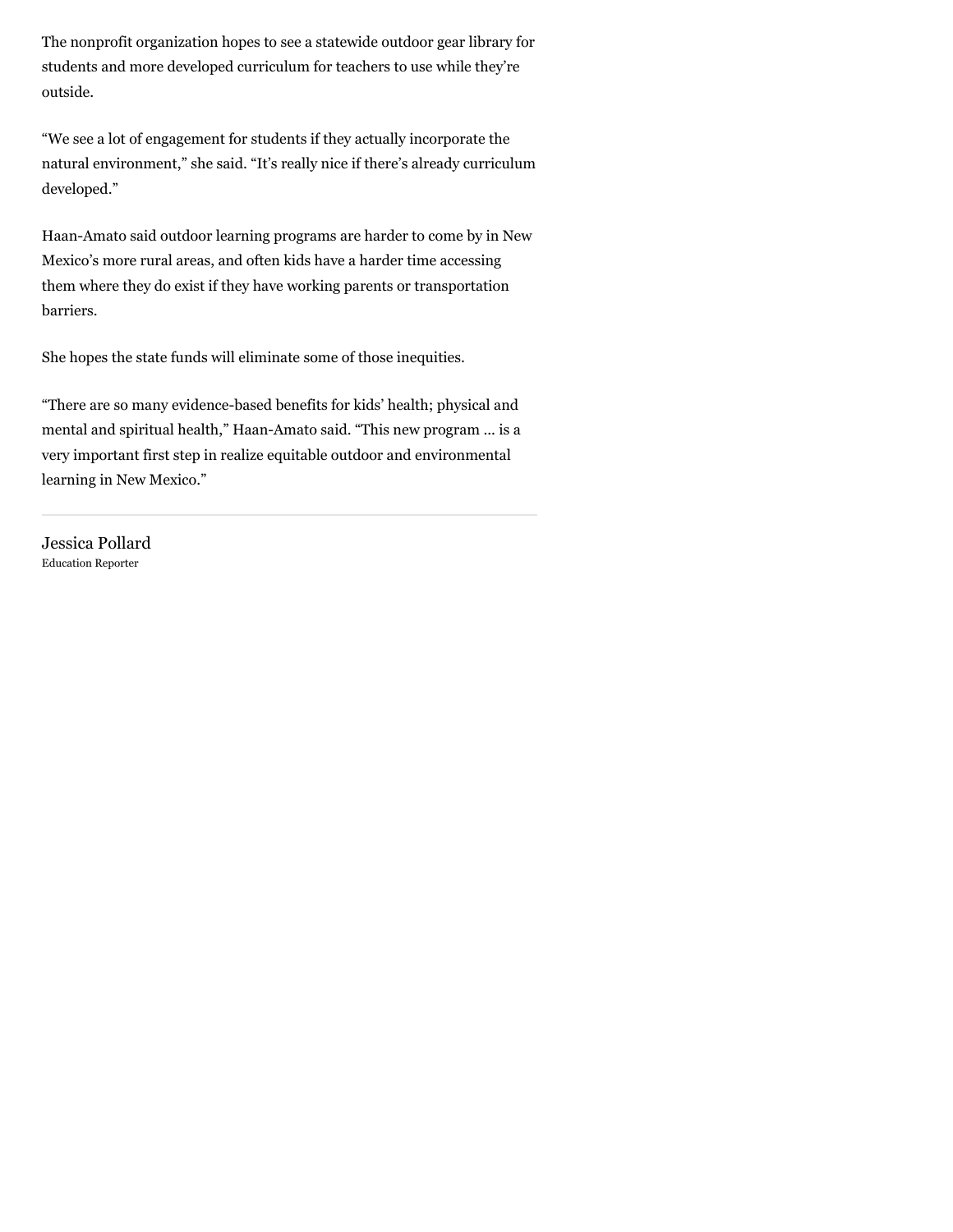The nonprofit organization hopes to see a statewide outdoor gear library for students and more developed curriculum for teachers to use while they're outside.

"We see a lot of engagement for students if they actually incorporate the natural environment," she said. "It's really nice if there's already curriculum developed."

Haan-Amato said outdoor learning programs are harder to come by in New Mexico's more rural areas, and often kids have a harder time accessing them where they do exist if they have working parents or transportation barriers.

She hopes the state funds will eliminate some of those inequities.

"There are so many evidence-based benefits for kids' health; physical and mental and spiritual health," Haan-Amato said. "This new program ... is a very important first step in realize equitable outdoor and environmental learning in New Mexico."

---

Jessica Pollard
Education Reporter